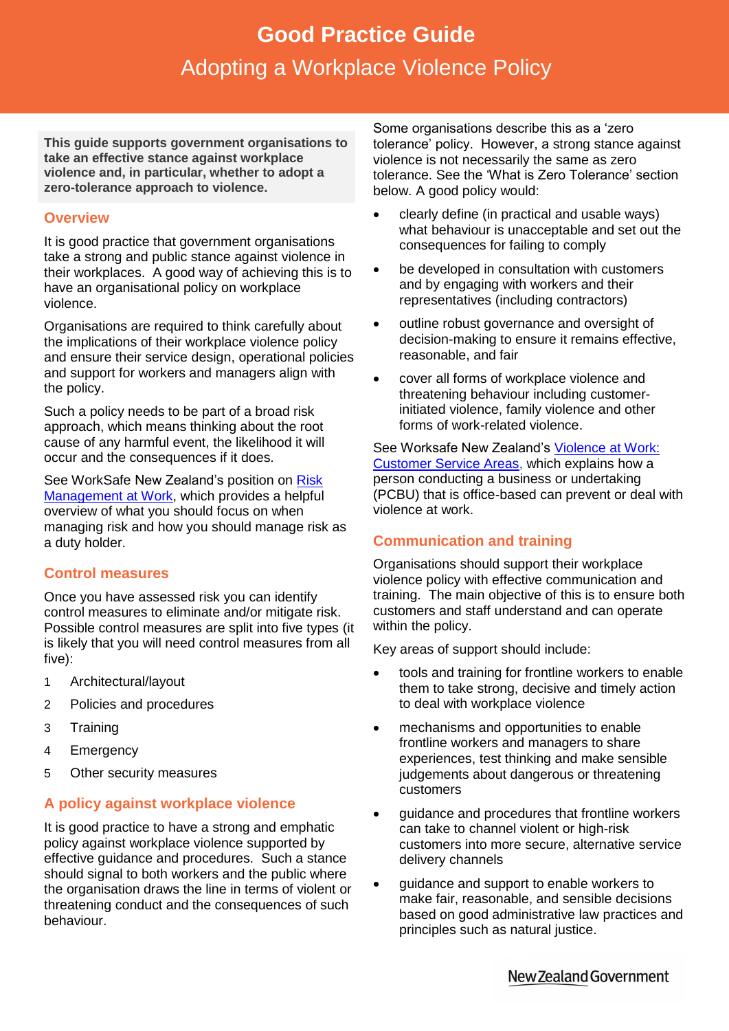# Good Practice Guide

## Adopting a Workplace Violence Policy

**This guide supports government organisations to take an effective stance against workplace violence and, in particular, whether to adopt a zero-tolerance approach to violence.**

### Overview

It is good practice that government organisations take a strong and public stance against violence in their workplaces. A good way of achieving this is to have an organisational policy on workplace violence.

Organisations are required to think carefully about the implications of their workplace violence policy and ensure their service design, operational policies and support for workers and managers align with the policy.

Such a policy needs to be part of a broad risk approach, which means thinking about the root cause of any harmful event, the likelihood it will occur and the consequences if it does.

See WorkSafe New Zealand's position on Risk Management at Work, which provides a helpful overview of what you should focus on when managing risk and how you should manage risk as a duty holder.

### Control measures

Once you have assessed risk you can identify control measures to eliminate and/or mitigate risk. Possible control measures are split into five types (it is likely that you will need control measures from all five):

1. Architectural/layout
2. Policies and procedures
3. Training
4. Emergency
5. Other security measures

### A policy against workplace violence

It is good practice to have a strong and emphatic policy against workplace violence supported by effective guidance and procedures. Such a stance should signal to both workers and the public where the organisation draws the line in terms of violent or threatening conduct and the consequences of such behaviour.

Some organisations describe this as a 'zero tolerance' policy. However, a strong stance against violence is not necessarily the same as zero tolerance. See the 'What is Zero Tolerance' section below. A good policy would:

- clearly define (in practical and usable ways) what behaviour is unacceptable and set out the consequences for failing to comply
- be developed in consultation with customers and by engaging with workers and their representatives (including contractors)
- outline robust governance and oversight of decision-making to ensure it remains effective, reasonable, and fair
- cover all forms of workplace violence and threatening behaviour including customer-initiated violence, family violence and other forms of work-related violence.

See Worksafe New Zealand's Violence at Work: Customer Service Areas, which explains how a person conducting a business or undertaking (PCBU) that is office-based can prevent or deal with violence at work.

### Communication and training

Organisations should support their workplace violence policy with effective communication and training. The main objective of this is to ensure both customers and staff understand and can operate within the policy.

Key areas of support should include:

- tools and training for frontline workers to enable them to take strong, decisive and timely action to deal with workplace violence
- mechanisms and opportunities to enable frontline workers and managers to share experiences, test thinking and make sensible judgements about dangerous or threatening customers
- guidance and procedures that frontline workers can take to channel violent or high-risk customers into more secure, alternative service delivery channels
- guidance and support to enable workers to make fair, reasonable, and sensible decisions based on good administrative law practices and principles such as natural justice.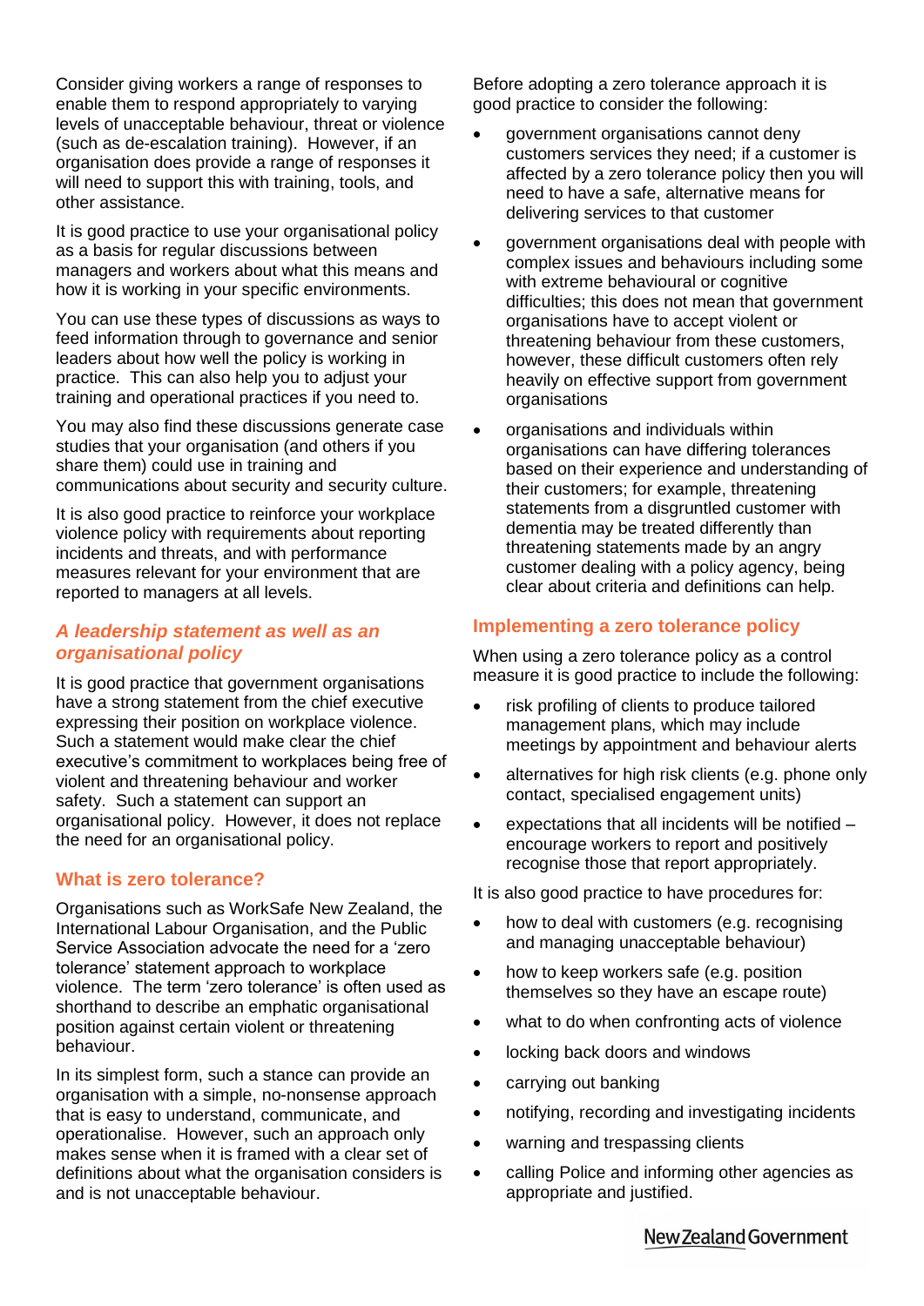Consider giving workers a range of responses to enable them to respond appropriately to varying levels of unacceptable behaviour, threat or violence (such as de-escalation training). However, if an organisation does provide a range of responses it will need to support this with training, tools, and other assistance.

It is good practice to use your organisational policy as a basis for regular discussions between managers and workers about what this means and how it is working in your specific environments.

You can use these types of discussions as ways to feed information through to governance and senior leaders about how well the policy is working in practice. This can also help you to adjust your training and operational practices if you need to.

You may also find these discussions generate case studies that your organisation (and others if you share them) could use in training and communications about security and security culture.

It is also good practice to reinforce your workplace violence policy with requirements about reporting incidents and threats, and with performance measures relevant for your environment that are reported to managers at all levels.

### *A leadership statement as well as an organisational policy*

It is good practice that government organisations have a strong statement from the chief executive expressing their position on workplace violence. Such a statement would make clear the chief executive's commitment to workplaces being free of violent and threatening behaviour and worker safety. Such a statement can support an organisational policy. However, it does not replace the need for an organisational policy.

### What is zero tolerance?

Organisations such as WorkSafe New Zealand, the International Labour Organisation, and the Public Service Association advocate the need for a 'zero tolerance' statement approach to workplace violence. The term 'zero tolerance' is often used as shorthand to describe an emphatic organisational position against certain violent or threatening behaviour.

In its simplest form, such a stance can provide an organisation with a simple, no-nonsense approach that is easy to understand, communicate, and operationalise. However, such an approach only makes sense when it is framed with a clear set of definitions about what the organisation considers is and is not unacceptable behaviour.

Before adopting a zero tolerance approach it is good practice to consider the following:

- government organisations cannot deny customers services they need; if a customer is affected by a zero tolerance policy then you will need to have a safe, alternative means for delivering services to that customer
- government organisations deal with people with complex issues and behaviours including some with extreme behavioural or cognitive difficulties; this does not mean that government organisations have to accept violent or threatening behaviour from these customers, however, these difficult customers often rely heavily on effective support from government organisations
- organisations and individuals within organisations can have differing tolerances based on their experience and understanding of their customers; for example, threatening statements from a disgruntled customer with dementia may be treated differently than threatening statements made by an angry customer dealing with a policy agency, being clear about criteria and definitions can help.

### Implementing a zero tolerance policy

When using a zero tolerance policy as a control measure it is good practice to include the following:

- risk profiling of clients to produce tailored management plans, which may include meetings by appointment and behaviour alerts
- alternatives for high risk clients (e.g. phone only contact, specialised engagement units)
- expectations that all incidents will be notified – encourage workers to report and positively recognise those that report appropriately.

It is also good practice to have procedures for:

- how to deal with customers (e.g. recognising and managing unacceptable behaviour)
- how to keep workers safe (e.g. position themselves so they have an escape route)
- what to do when confronting acts of violence
- locking back doors and windows
- carrying out banking
- notifying, recording and investigating incidents
- warning and trespassing clients
- calling Police and informing other agencies as appropriate and justified.